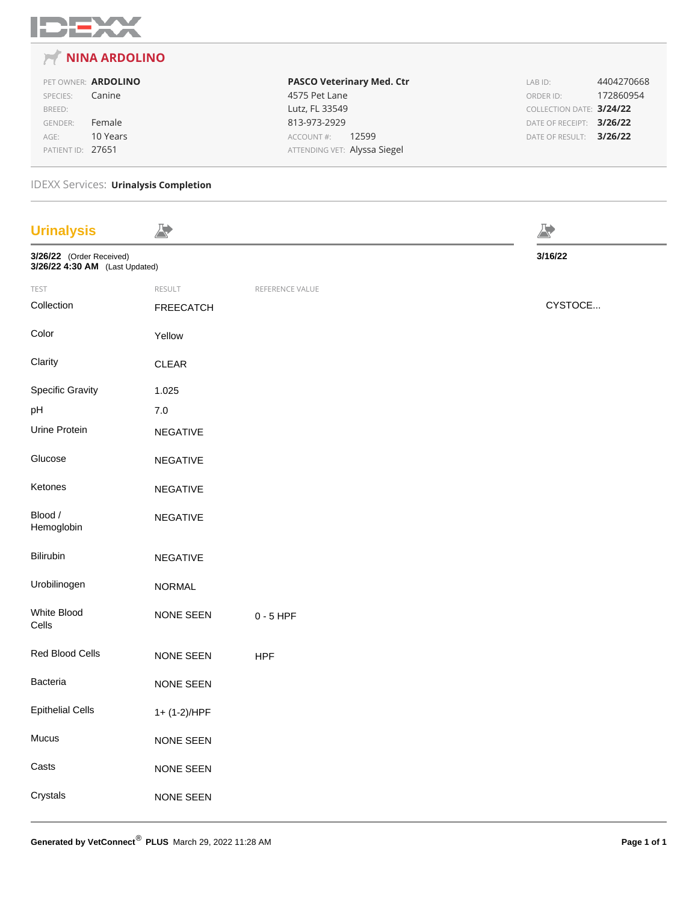IDEXX

## NINA ARDOLINO

| | | | | | |
|---|---|---|---|---|---|
| PET OWNER: | **ARDOLINO** | **PASCO Veterinary Med. Ctr** | | LAB ID: | 4404270668 |
| SPECIES: | Canine | 4575 Pet Lane | | ORDER ID: | 172860954 |
| BREED: | | Lutz, FL 33549 | | COLLECTION DATE: | **3/24/22** |
| GENDER: | Female | 813-973-2929 | | DATE OF RECEIPT: | **3/26/22** |
| AGE: | 10 Years | ACCOUNT #: | 12599 | DATE OF RESULT: | **3/26/22** |
| PATIENT ID: | 27651 | ATTENDING VET: | Alyssa Siegel | | |

IDEXX Services: **Urinalysis Completion**

## Urinalysis

**3/26/22** (Order Received)
**3/26/22 4:30 AM** (Last Updated)

| TEST | RESULT | REFERENCE VALUE | 3/16/22 |
|---|---|---|---|
| Collection | FREECATCH | | CYSTOCE... |
| Color | Yellow | | |
| Clarity | CLEAR | | |
| Specific Gravity | 1.025 | | |
| pH | 7.0 | | |
| Urine Protein | NEGATIVE | | |
| Glucose | NEGATIVE | | |
| Ketones | NEGATIVE | | |
| Blood / Hemoglobin | NEGATIVE | | |
| Bilirubin | NEGATIVE | | |
| Urobilinogen | NORMAL | | |
| White Blood Cells | NONE SEEN | 0 - 5 HPF | |
| Red Blood Cells | NONE SEEN | HPF | |
| Bacteria | NONE SEEN | | |
| Epithelial Cells | 1+ (1-2)/HPF | | |
| Mucus | NONE SEEN | | |
| Casts | NONE SEEN | | |
| Crystals | NONE SEEN | | |

**Generated by VetConnect® PLUS** March 29, 2022 11:28 AM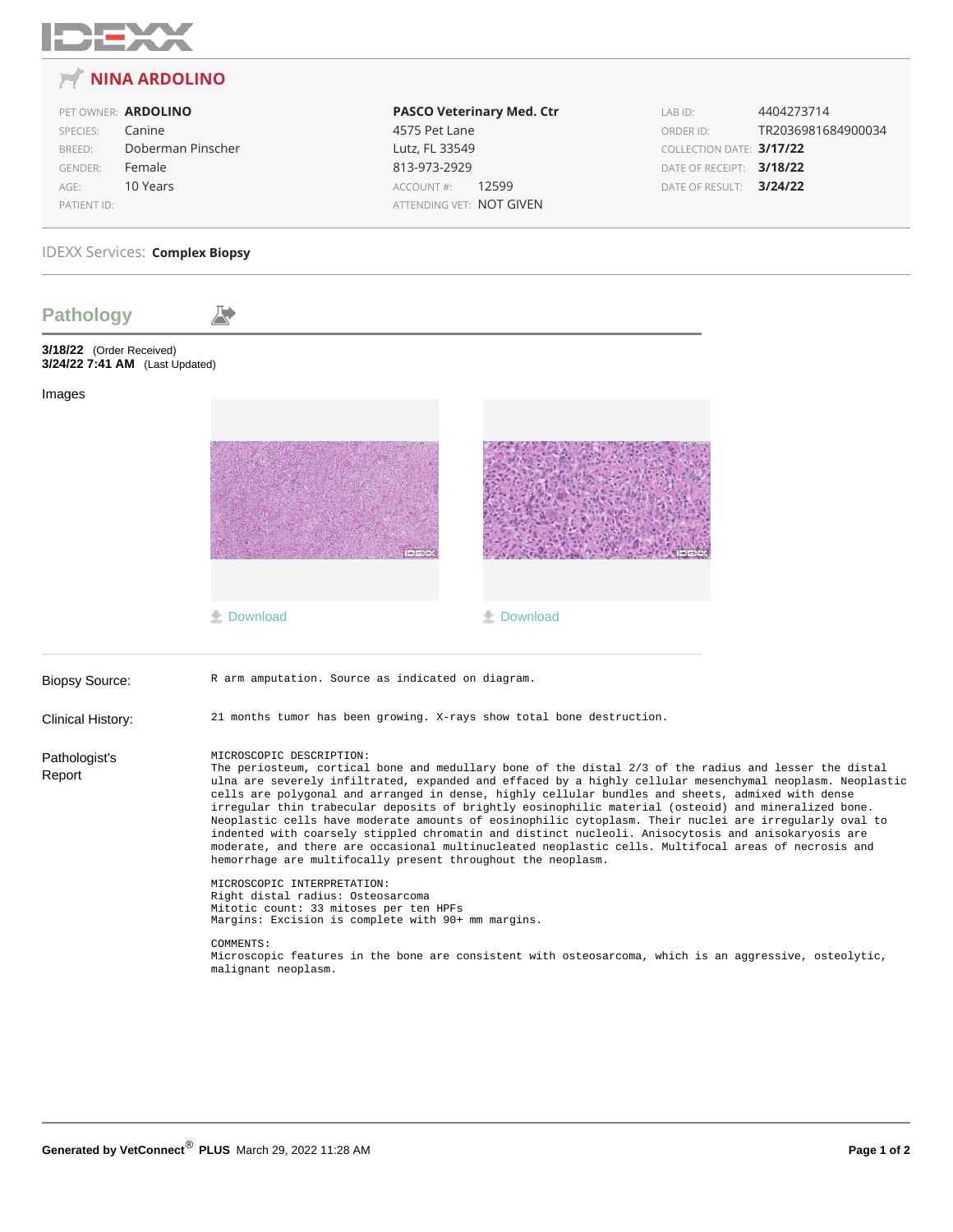IDEXX

# NINA ARDOLINO

| | | | | | |
|---|---|---|---|---|---|
| PET OWNER: | **ARDOLINO** | **PASCO Veterinary Med. Ctr** | | LAB ID: | 4404273714 |
| SPECIES: | Canine | 4575 Pet Lane | | ORDER ID: | TR2036981684900034 |
| BREED: | Doberman Pinscher | Lutz, FL 33549 | | COLLECTION DATE: | **3/17/22** |
| GENDER: | Female | 813-973-2929 | | DATE OF RECEIPT: | **3/18/22** |
| AGE: | 10 Years | ACCOUNT #: | 12599 | DATE OF RESULT: | **3/24/22** |
| PATIENT ID: | | ATTENDING VET: | NOT GIVEN | | |

IDEXX Services: **Complex Biopsy**

## Pathology

**3/18/22** (Order Received)
**3/24/22 7:41 AM** (Last Updated)

Images

Download

Download

**Biopsy Source:**

R arm amputation. Source as indicated on diagram.

**Clinical History:**

21 months tumor has been growing. X-rays show total bone destruction.

**Pathologist's Report**

MICROSCOPIC DESCRIPTION:
The periosteum, cortical bone and medullary bone of the distal 2/3 of the radius and lesser the distal ulna are severely infiltrated, expanded and effaced by a highly cellular mesenchymal neoplasm. Neoplastic cells are polygonal and arranged in dense, highly cellular bundles and sheets, admixed with dense irregular thin trabecular deposits of brightly eosinophilic material (osteoid) and mineralized bone. Neoplastic cells have moderate amounts of eosinophilic cytoplasm. Their nuclei are irregularly oval to indented with coarsely stippled chromatin and distinct nucleoli. Anisocytosis and anisokaryosis are moderate, and there are occasional multinucleated neoplastic cells. Multifocal areas of necrosis and hemorrhage are multifocally present throughout the neoplasm.

MICROSCOPIC INTERPRETATION:
Right distal radius: Osteosarcoma
Mitotic count: 33 mitoses per ten HPFs
Margins: Excision is complete with 90+ mm margins.

COMMENTS:
Microscopic features in the bone are consistent with osteosarcoma, which is an aggressive, osteolytic, malignant neoplasm.

**Generated by VetConnect® PLUS** March 29, 2022 11:28 AM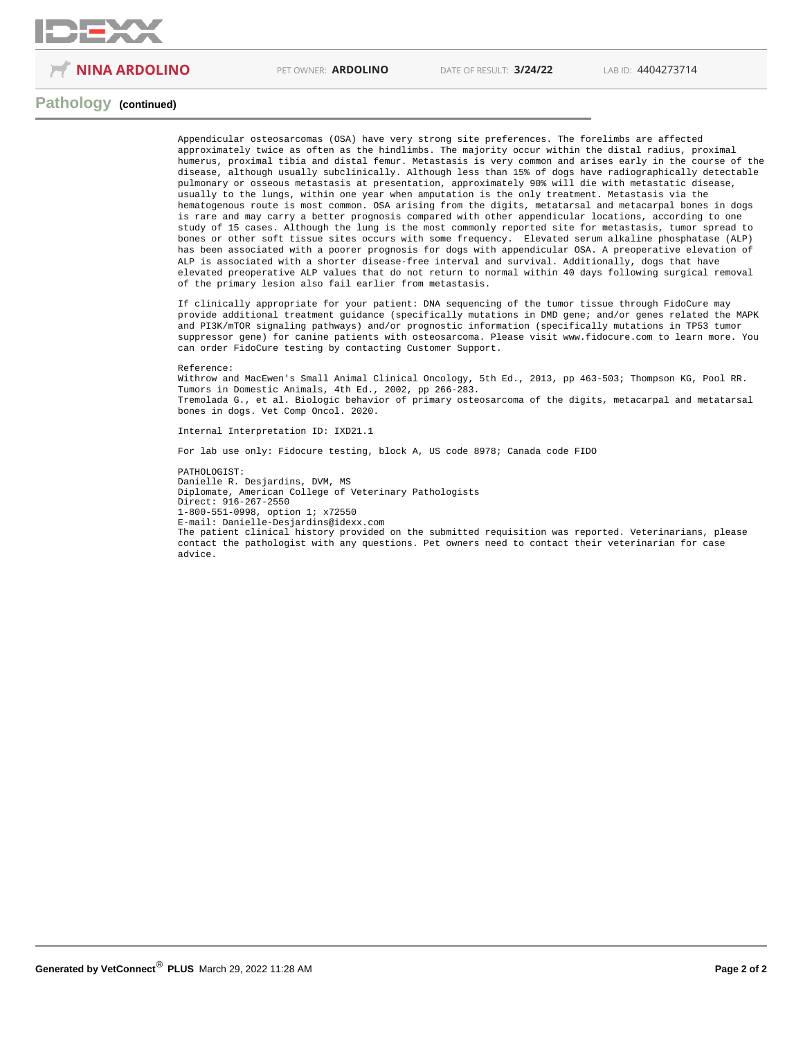## Pathology (continued)

Appendicular osteosarcomas (OSA) have very strong site preferences. The forelimbs are affected approximately twice as often as the hindlimbs. The majority occur within the distal radius, proximal humerus, proximal tibia and distal femur. Metastasis is very common and arises early in the course of the disease, although usually subclinically. Although less than 15% of dogs have radiographically detectable pulmonary or osseous metastasis at presentation, approximately 90% will die with metastatic disease, usually to the lungs, within one year when amputation is the only treatment. Metastasis via the hematogenous route is most common. OSA arising from the digits, metatarsal and metacarpal bones in dogs is rare and may carry a better prognosis compared with other appendicular locations, according to one study of 15 cases. Although the lung is the most commonly reported site for metastasis, tumor spread to bones or other soft tissue sites occurs with some frequency. Elevated serum alkaline phosphatase (ALP) has been associated with a poorer prognosis for dogs with appendicular OSA. A preoperative elevation of ALP is associated with a shorter disease-free interval and survival. Additionally, dogs that have elevated preoperative ALP values that do not return to normal within 40 days following surgical removal of the primary lesion also fail earlier from metastasis.

If clinically appropriate for your patient: DNA sequencing of the tumor tissue through FidoCure may provide additional treatment guidance (specifically mutations in DMD gene; and/or genes related the MAPK and PI3K/mTOR signaling pathways) and/or prognostic information (specifically mutations in TP53 tumor suppressor gene) for canine patients with osteosarcoma. Please visit www.fidocure.com to learn more. You can order FidoCure testing by contacting Customer Support.

Reference:
Withrow and MacEwen's Small Animal Clinical Oncology, 5th Ed., 2013, pp 463-503; Thompson KG, Pool RR. Tumors in Domestic Animals, 4th Ed., 2002, pp 266-283.
Tremolada G., et al. Biologic behavior of primary osteosarcoma of the digits, metacarpal and metatarsal bones in dogs. Vet Comp Oncol. 2020.

Internal Interpretation ID: IXD21.1

For lab use only: Fidocure testing, block A, US code 8978; Canada code FIDO

PATHOLOGIST:
Danielle R. Desjardins, DVM, MS
Diplomate, American College of Veterinary Pathologists
Direct: 916-267-2550
1-800-551-0998, option 1; x72550
E-mail: Danielle-Desjardins@idexx.com
The patient clinical history provided on the submitted requisition was reported. Veterinarians, please contact the pathologist with any questions. Pet owners need to contact their veterinarian for case advice.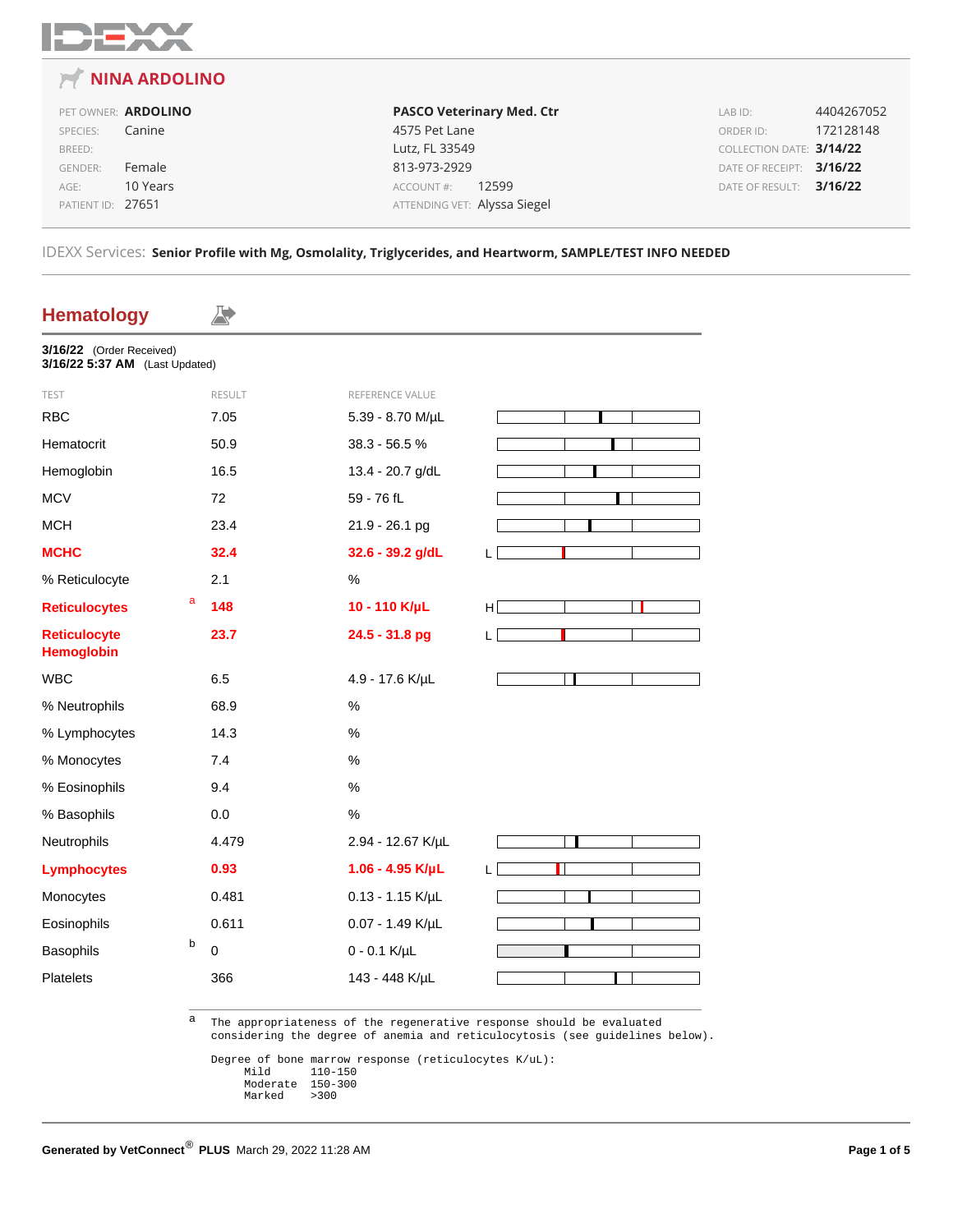# NINA ARDOLINO

| | | | | | |
|---|---|---|---|---|---|
| PET OWNER: | **ARDOLINO** | **PASCO Veterinary Med. Ctr** | | LAB ID: | 4404267052 |
| SPECIES: | Canine | 4575 Pet Lane | | ORDER ID: | 172128148 |
| BREED: | | Lutz, FL 33549 | | COLLECTION DATE: | **3/14/22** |
| GENDER: | Female | 813-973-2929 | | DATE OF RECEIPT: | **3/16/22** |
| AGE: | 10 Years | ACCOUNT #: | 12599 | DATE OF RESULT: | **3/16/22** |
| PATIENT ID: | 27651 | ATTENDING VET: | Alyssa Siegel | | |

IDEXX Services: **Senior Profile with Mg, Osmolality, Triglycerides, and Heartworm, SAMPLE/TEST INFO NEEDED**

## Hematology

**3/16/22** (Order Received)
**3/16/22 5:37 AM** (Last Updated)

| TEST | RESULT | REFERENCE VALUE | |
|---|---|---|---|
| RBC | 7.05 | 5.39 - 8.70 M/µL | |
| Hematocrit | 50.9 | 38.3 - 56.5 % | |
| Hemoglobin | 16.5 | 13.4 - 20.7 g/dL | |
| MCV | 72 | 59 - 76 fL | |
| MCH | 23.4 | 21.9 - 26.1 pg | |
| **MCHC** | **32.4** | **32.6 - 39.2 g/dL** | L |
| % Reticulocyte | 2.1 | % | |
| **Reticulocytes** [a] | **148** | **10 - 110 K/µL** | H |
| **Reticulocyte Hemoglobin** | **23.7** | **24.5 - 31.8 pg** | L |
| WBC | 6.5 | 4.9 - 17.6 K/µL | |
| % Neutrophils | 68.9 | % | |
| % Lymphocytes | 14.3 | % | |
| % Monocytes | 7.4 | % | |
| % Eosinophils | 9.4 | % | |
| % Basophils | 0.0 | % | |
| Neutrophils | 4.479 | 2.94 - 12.67 K/µL | |
| **Lymphocytes** | **0.93** | **1.06 - 4.95 K/µL** | L |
| Monocytes | 0.481 | 0.13 - 1.15 K/µL | |
| Eosinophils | 0.611 | 0.07 - 1.49 K/µL | |
| Basophils [b] | 0 | 0 - 0.1 K/µL | |
| Platelets | 366 | 143 - 448 K/µL | |

[a]
```
The appropriateness of the regenerative response should be evaluated
considering the degree of anemia and reticulocytosis (see guidelines below).

Degree of bone marrow response (reticulocytes K/uL):
     Mild      110-150
     Moderate  150-300
     Marked    >300
```

**Generated by VetConnect® PLUS** March 29, 2022 11:28 AM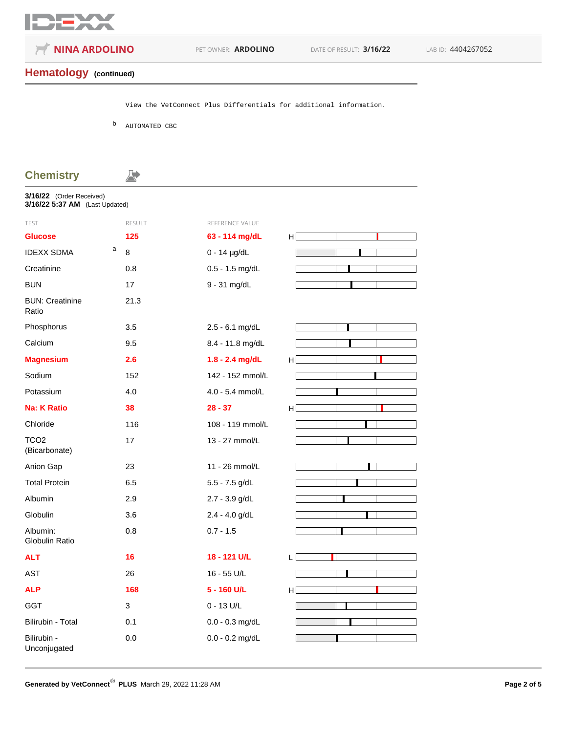NINA ARDOLINO    PET OWNER: **ARDOLINO**    DATE OF RESULT: **3/16/22**    LAB ID: 4404267052

## Hematology (continued)

```
View the VetConnect Plus Differentials for additional information.

b  AUTOMATED CBC
```

## Chemistry

**3/16/22** (Order Received)
**3/16/22 5:37 AM** (Last Updated)

| TEST | | RESULT | REFERENCE VALUE | |
|---|---|---|---|---|
| **Glucose** | | **125** | **63 - 114 mg/dL** | H |
| IDEXX SDMA | a | 8 | 0 - 14 µg/dL | |
| Creatinine | | 0.8 | 0.5 - 1.5 mg/dL | |
| BUN | | 17 | 9 - 31 mg/dL | |
| BUN: Creatinine Ratio | | 21.3 | | |
| Phosphorus | | 3.5 | 2.5 - 6.1 mg/dL | |
| Calcium | | 9.5 | 8.4 - 11.8 mg/dL | |
| **Magnesium** | | **2.6** | **1.8 - 2.4 mg/dL** | H |
| Sodium | | 152 | 142 - 152 mmol/L | |
| Potassium | | 4.0 | 4.0 - 5.4 mmol/L | |
| **Na: K Ratio** | | **38** | **28 - 37** | H |
| Chloride | | 116 | 108 - 119 mmol/L | |
| TCO2 (Bicarbonate) | | 17 | 13 - 27 mmol/L | |
| Anion Gap | | 23 | 11 - 26 mmol/L | |
| Total Protein | | 6.5 | 5.5 - 7.5 g/dL | |
| Albumin | | 2.9 | 2.7 - 3.9 g/dL | |
| Globulin | | 3.6 | 2.4 - 4.0 g/dL | |
| Albumin: Globulin Ratio | | 0.8 | 0.7 - 1.5 | |
| **ALT** | | **16** | **18 - 121 U/L** | L |
| AST | | 26 | 16 - 55 U/L | |
| **ALP** | | **168** | **5 - 160 U/L** | H |
| GGT | | 3 | 0 - 13 U/L | |
| Bilirubin - Total | | 0.1 | 0.0 - 0.3 mg/dL | |
| Bilirubin - Unconjugated | | 0.0 | 0.0 - 0.2 mg/dL | |

Generated by VetConnect® PLUS March 29, 2022 11:28 AM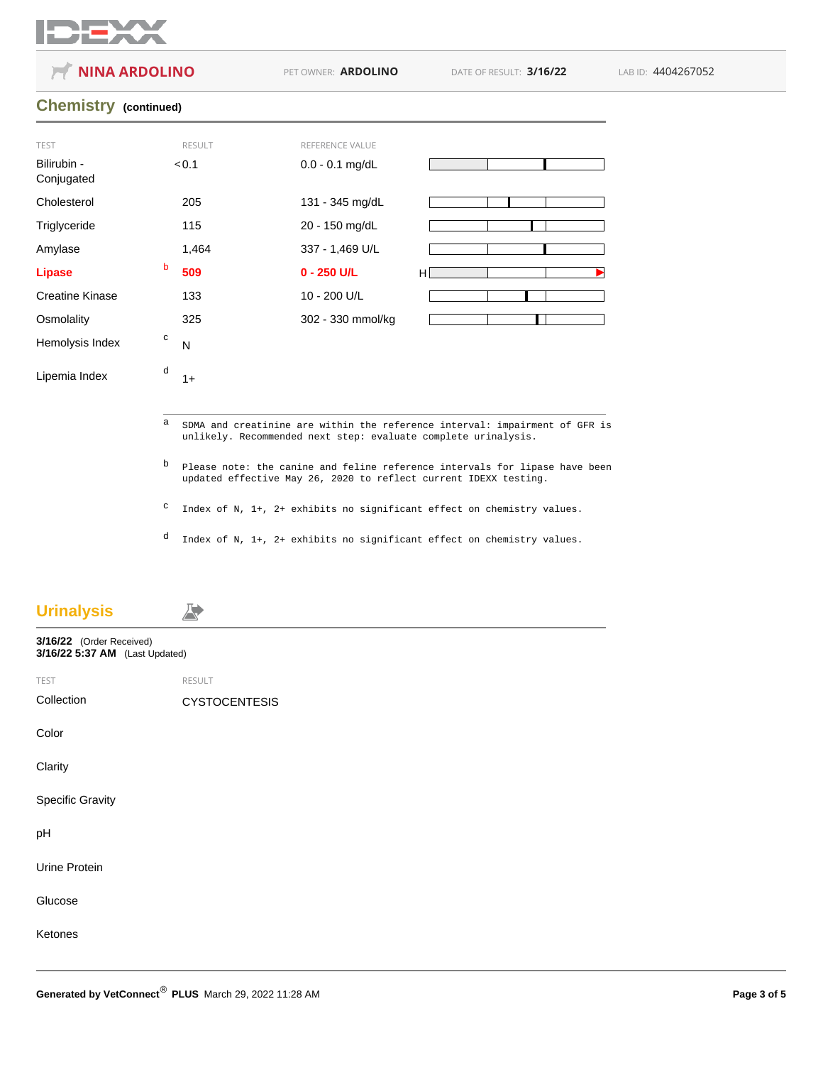NINA ARDOLINO | PET OWNER: ARDOLINO | DATE OF RESULT: 3/16/22 | LAB ID: 4404267052

## Chemistry (continued)

| TEST | | RESULT | REFERENCE VALUE | |
|---|---|---|---|---|
| Bilirubin - Conjugated | | <0.1 | 0.0 - 0.1 mg/dL | |
| Cholesterol | | 205 | 131 - 345 mg/dL | |
| Triglyceride | | 115 | 20 - 150 mg/dL | |
| Amylase | | 1,464 | 337 - 1,469 U/L | |
| **Lipase** | b | **509** | **0 - 250 U/L** | H |
| Creatine Kinase | | 133 | 10 - 200 U/L | |
| Osmolality | | 325 | 302 - 330 mmol/kg | |
| Hemolysis Index | c | N | | |
| Lipemia Index | d | 1+ | | |

[a] SDMA and creatinine are within the reference interval: impairment of GFR is unlikely. Recommended next step: evaluate complete urinalysis.

[b] Please note: the canine and feline reference intervals for lipase have been updated effective May 26, 2020 to reflect current IDEXX testing.

[c] Index of N, 1+, 2+ exhibits no significant effect on chemistry values.

[d] Index of N, 1+, 2+ exhibits no significant effect on chemistry values.

## Urinalysis

**3/16/22** (Order Received)
**3/16/22 5:37 AM** (Last Updated)

| TEST | RESULT |
|---|---|
| Collection | CYSTOCENTESIS |
| Color | |
| Clarity | |
| Specific Gravity | |
| pH | |
| Urine Protein | |
| Glucose | |
| Ketones | |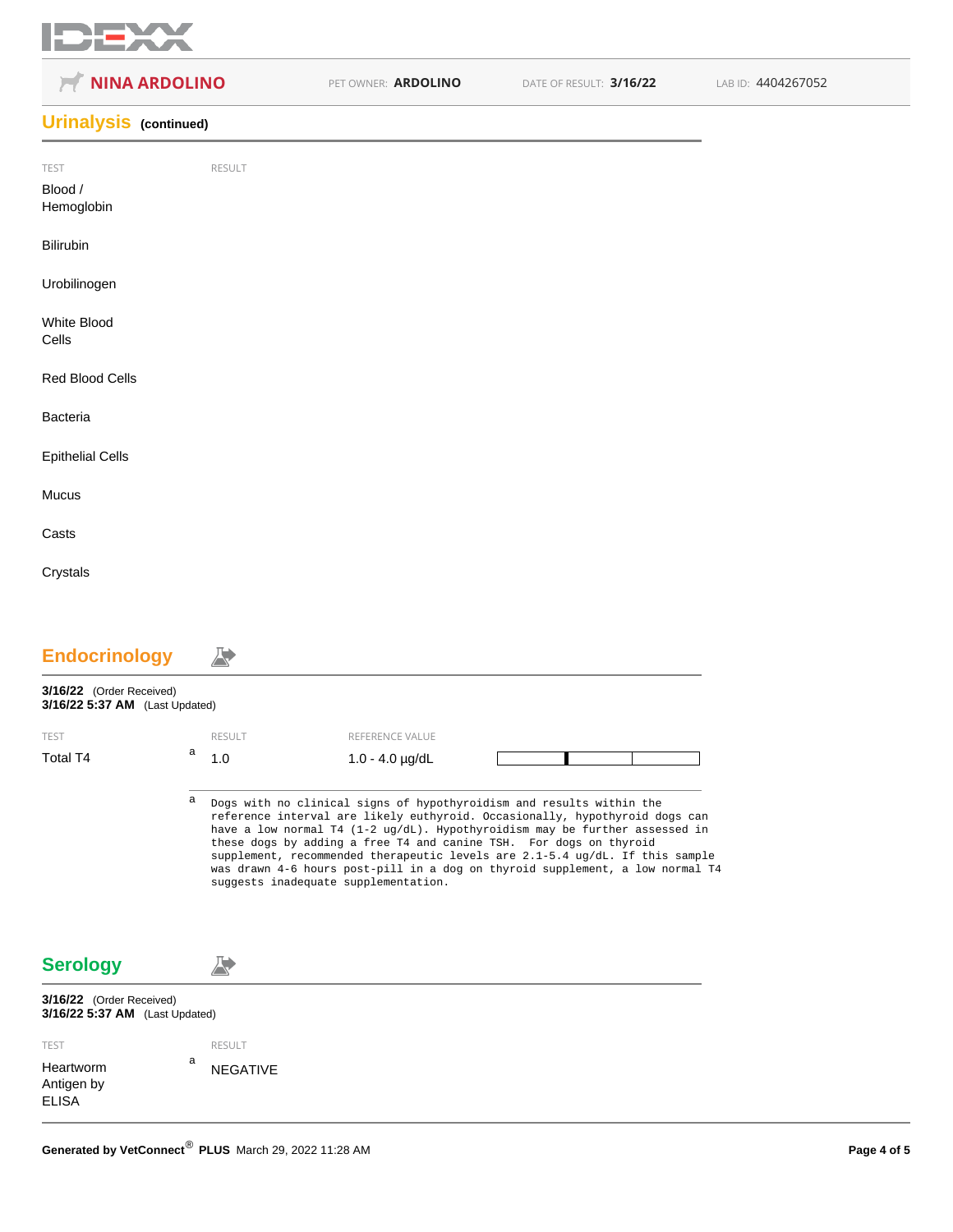**NINA ARDOLINO** PET OWNER: **ARDOLINO** DATE OF RESULT: **3/16/22** LAB ID: 4404267052

## Urinalysis (continued)

| TEST | RESULT |
|---|---|
| Blood / Hemoglobin | |
| Bilirubin | |
| Urobilinogen | |
| White Blood Cells | |
| Red Blood Cells | |
| Bacteria | |
| Epithelial Cells | |
| Mucus | |
| Casts | |
| Crystals | |

## Endocrinology

**3/16/22** (Order Received)
**3/16/22 5:37 AM** (Last Updated)

| TEST | | RESULT | REFERENCE VALUE |
|---|---|---|---|
| Total T4 | a | 1.0 | 1.0 - 4.0 µg/dL |

[a] Dogs with no clinical signs of hypothyroidism and results within the reference interval are likely euthyroid. Occasionally, hypothyroid dogs can have a low normal T4 (1-2 ug/dL). Hypothyroidism may be further assessed in these dogs by adding a free T4 and canine TSH. For dogs on thyroid supplement, recommended therapeutic levels are 2.1-5.4 ug/dL. If this sample was drawn 4-6 hours post-pill in a dog on thyroid supplement, a low normal T4 suggests inadequate supplementation.

## Serology

**3/16/22** (Order Received)
**3/16/22 5:37 AM** (Last Updated)

| TEST | | RESULT |
|---|---|---|
| Heartworm Antigen by ELISA | a | NEGATIVE |

**Generated by VetConnect® PLUS** March 29, 2022 11:28 AM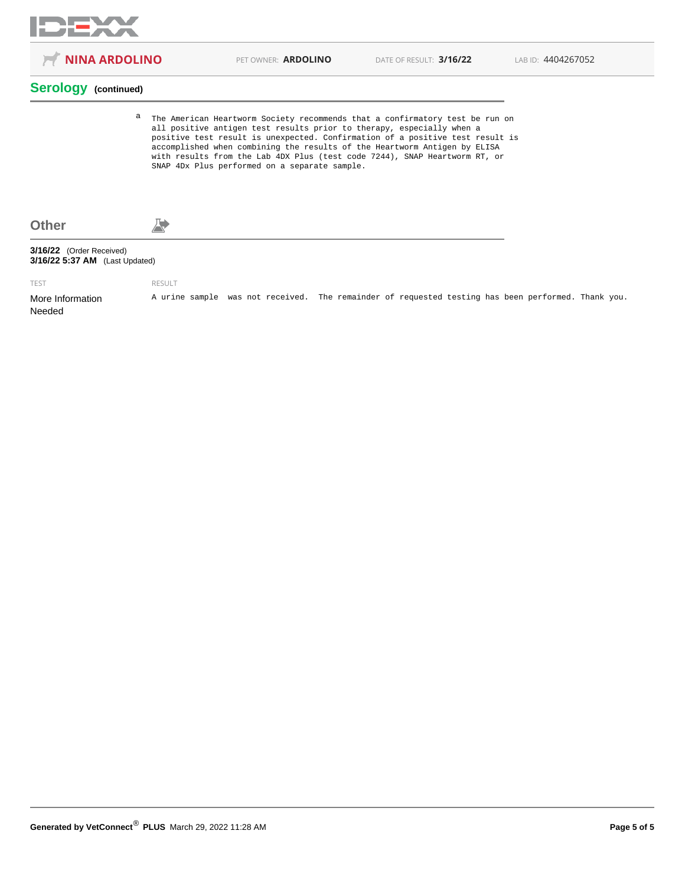NINA ARDOLINO PET OWNER: **ARDOLINO** DATE OF RESULT: **3/16/22** LAB ID: 4404267052

## Serology (continued)

[a] The American Heartworm Society recommends that a confirmatory test be run on all positive antigen test results prior to therapy, especially when a positive test result is unexpected. Confirmation of a positive test result is accomplished when combining the results of the Heartworm Antigen by ELISA with results from the Lab 4DX Plus (test code 7244), SNAP Heartworm RT, or SNAP 4Dx Plus performed on a separate sample.

## Other

**3/16/22** (Order Received)
**3/16/22 5:37 AM** (Last Updated)

| TEST | RESULT |
| --- | --- |
| More Information Needed | A urine sample was not received. The remainder of requested testing has been performed. Thank you. |

**Generated by VetConnect® PLUS** March 29, 2022 11:28 AM